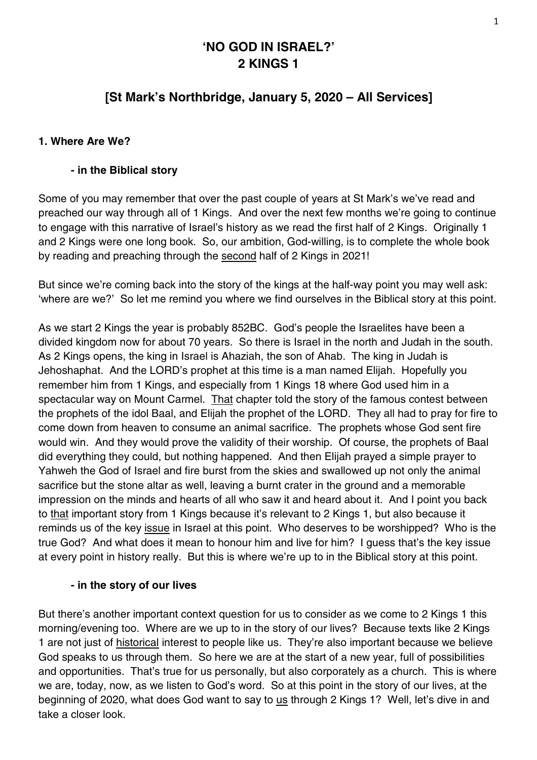# 'NO GOD IN ISRAEL?'
# 2 KINGS 1

## [St Mark's Northbridge, January 5, 2020 – All Services]

### 1. Where Are We?

#### - in the Biblical story

Some of you may remember that over the past couple of years at St Mark's we've read and preached our way through all of 1 Kings. And over the next few months we're going to continue to engage with this narrative of Israel's history as we read the first half of 2 Kings. Originally 1 and 2 Kings were one long book. So, our ambition, God-willing, is to complete the whole book by reading and preaching through the second half of 2 Kings in 2021!

But since we're coming back into the story of the kings at the half-way point you may well ask: 'where are we?' So let me remind you where we find ourselves in the Biblical story at this point.

As we start 2 Kings the year is probably 852BC. God's people the Israelites have been a divided kingdom now for about 70 years. So there is Israel in the north and Judah in the south. As 2 Kings opens, the king in Israel is Ahaziah, the son of Ahab. The king in Judah is Jehoshaphat. And the LORD's prophet at this time is a man named Elijah. Hopefully you remember him from 1 Kings, and especially from 1 Kings 18 where God used him in a spectacular way on Mount Carmel. That chapter told the story of the famous contest between the prophets of the idol Baal, and Elijah the prophet of the LORD. They all had to pray for fire to come down from heaven to consume an animal sacrifice. The prophets whose God sent fire would win. And they would prove the validity of their worship. Of course, the prophets of Baal did everything they could, but nothing happened. And then Elijah prayed a simple prayer to Yahweh the God of Israel and fire burst from the skies and swallowed up not only the animal sacrifice but the stone altar as well, leaving a burnt crater in the ground and a memorable impression on the minds and hearts of all who saw it and heard about it. And I point you back to that important story from 1 Kings because it's relevant to 2 Kings 1, but also because it reminds us of the key issue in Israel at this point. Who deserves to be worshipped? Who is the true God? And what does it mean to honour him and live for him? I guess that's the key issue at every point in history really. But this is where we're up to in the Biblical story at this point.

#### - in the story of our lives

But there's another important context question for us to consider as we come to 2 Kings 1 this morning/evening too. Where are we up to in the story of our lives? Because texts like 2 Kings 1 are not just of historical interest to people like us. They're also important because we believe God speaks to us through them. So here we are at the start of a new year, full of possibilities and opportunities. That's true for us personally, but also corporately as a church. This is where we are, today, now, as we listen to God's word. So at this point in the story of our lives, at the beginning of 2020, what does God want to say to us through 2 Kings 1? Well, let's dive in and take a closer look.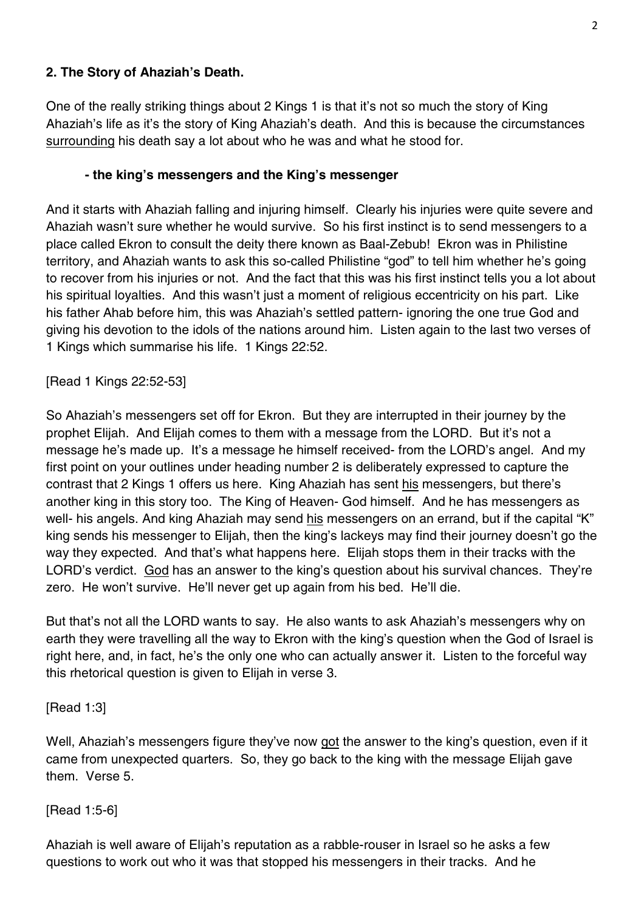## 2. The Story of Ahaziah's Death.

One of the really striking things about 2 Kings 1 is that it's not so much the story of King Ahaziah's life as it's the story of King Ahaziah's death. And this is because the circumstances surrounding his death say a lot about who he was and what he stood for.

### - the king's messengers and the King's messenger

And it starts with Ahaziah falling and injuring himself. Clearly his injuries were quite severe and Ahaziah wasn't sure whether he would survive. So his first instinct is to send messengers to a place called Ekron to consult the deity there known as Baal-Zebub! Ekron was in Philistine territory, and Ahaziah wants to ask this so-called Philistine "god" to tell him whether he's going to recover from his injuries or not. And the fact that this was his first instinct tells you a lot about his spiritual loyalties. And this wasn't just a moment of religious eccentricity on his part. Like his father Ahab before him, this was Ahaziah's settled pattern- ignoring the one true God and giving his devotion to the idols of the nations around him. Listen again to the last two verses of 1 Kings which summarise his life. 1 Kings 22:52.

[Read 1 Kings 22:52-53]

So Ahaziah's messengers set off for Ekron. But they are interrupted in their journey by the prophet Elijah. And Elijah comes to them with a message from the LORD. But it's not a message he's made up. It's a message he himself received- from the LORD's angel. And my first point on your outlines under heading number 2 is deliberately expressed to capture the contrast that 2 Kings 1 offers us here. King Ahaziah has sent his messengers, but there's another king in this story too. The King of Heaven- God himself. And he has messengers as well- his angels. And king Ahaziah may send his messengers on an errand, but if the capital "K" king sends his messenger to Elijah, then the king's lackeys may find their journey doesn't go the way they expected. And that's what happens here. Elijah stops them in their tracks with the LORD's verdict. God has an answer to the king's question about his survival chances. They're zero. He won't survive. He'll never get up again from his bed. He'll die.

But that's not all the LORD wants to say. He also wants to ask Ahaziah's messengers why on earth they were travelling all the way to Ekron with the king's question when the God of Israel is right here, and, in fact, he's the only one who can actually answer it. Listen to the forceful way this rhetorical question is given to Elijah in verse 3.

[Read 1:3]

Well, Ahaziah's messengers figure they've now got the answer to the king's question, even if it came from unexpected quarters. So, they go back to the king with the message Elijah gave them. Verse 5.

[Read 1:5-6]

Ahaziah is well aware of Elijah's reputation as a rabble-rouser in Israel so he asks a few questions to work out who it was that stopped his messengers in their tracks. And he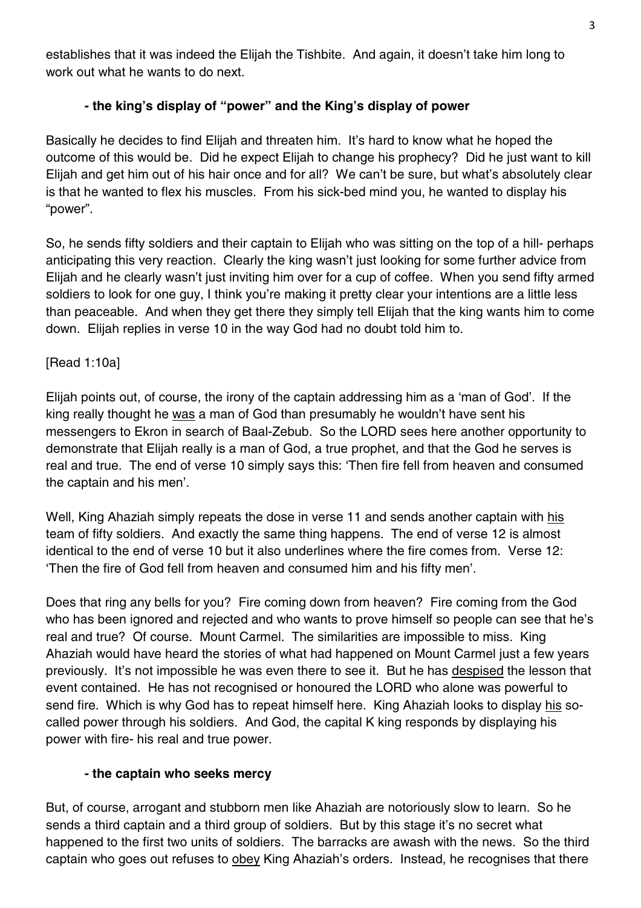establishes that it was indeed the Elijah the Tishbite. And again, it doesn't take him long to work out what he wants to do next.

**- the king's display of "power" and the King's display of power**

Basically he decides to find Elijah and threaten him. It's hard to know what he hoped the outcome of this would be. Did he expect Elijah to change his prophecy? Did he just want to kill Elijah and get him out of his hair once and for all? We can't be sure, but what's absolutely clear is that he wanted to flex his muscles. From his sick-bed mind you, he wanted to display his "power".

So, he sends fifty soldiers and their captain to Elijah who was sitting on the top of a hill- perhaps anticipating this very reaction. Clearly the king wasn't just looking for some further advice from Elijah and he clearly wasn't just inviting him over for a cup of coffee. When you send fifty armed soldiers to look for one guy, I think you're making it pretty clear your intentions are a little less than peaceable. And when they get there they simply tell Elijah that the king wants him to come down. Elijah replies in verse 10 in the way God had no doubt told him to.

[Read 1:10a]

Elijah points out, of course, the irony of the captain addressing him as a 'man of God'. If the king really thought he <u>was</u> a man of God than presumably he wouldn't have sent his messengers to Ekron in search of Baal-Zebub. So the LORD sees here another opportunity to demonstrate that Elijah really is a man of God, a true prophet, and that the God he serves is real and true. The end of verse 10 simply says this: 'Then fire fell from heaven and consumed the captain and his men'.

Well, King Ahaziah simply repeats the dose in verse 11 and sends another captain with <u>his</u> team of fifty soldiers. And exactly the same thing happens. The end of verse 12 is almost identical to the end of verse 10 but it also underlines where the fire comes from. Verse 12: 'Then the fire of God fell from heaven and consumed him and his fifty men'.

Does that ring any bells for you? Fire coming down from heaven? Fire coming from the God who has been ignored and rejected and who wants to prove himself so people can see that he's real and true? Of course. Mount Carmel. The similarities are impossible to miss. King Ahaziah would have heard the stories of what had happened on Mount Carmel just a few years previously. It's not impossible he was even there to see it. But he has <u>despised</u> the lesson that event contained. He has not recognised or honoured the LORD who alone was powerful to send fire. Which is why God has to repeat himself here. King Ahaziah looks to display <u>his</u> so-called power through his soldiers. And God, the capital K king responds by displaying his power with fire- his real and true power.

**- the captain who seeks mercy**

But, of course, arrogant and stubborn men like Ahaziah are notoriously slow to learn. So he sends a third captain and a third group of soldiers. But by this stage it's no secret what happened to the first two units of soldiers. The barracks are awash with the news. So the third captain who goes out refuses to <u>obey</u> King Ahaziah's orders. Instead, he recognises that there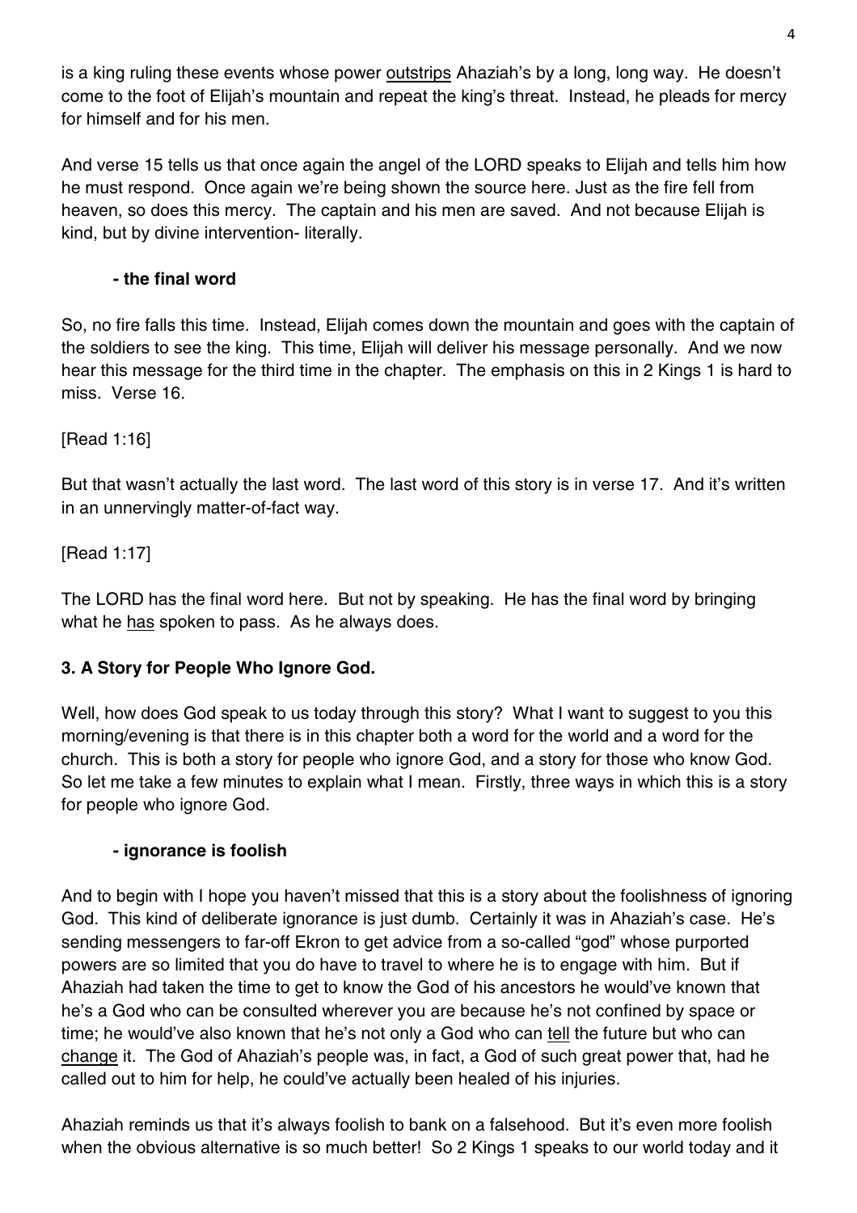is a king ruling these events whose power <u>outstrips</u> Ahaziah's by a long, long way. He doesn't come to the foot of Elijah's mountain and repeat the king's threat. Instead, he pleads for mercy for himself and for his men.

And verse 15 tells us that once again the angel of the LORD speaks to Elijah and tells him how he must respond. Once again we're being shown the source here. Just as the fire fell from heaven, so does this mercy. The captain and his men are saved. And not because Elijah is kind, but by divine intervention- literally.

**- the final word**

So, no fire falls this time. Instead, Elijah comes down the mountain and goes with the captain of the soldiers to see the king. This time, Elijah will deliver his message personally. And we now hear this message for the third time in the chapter. The emphasis on this in 2 Kings 1 is hard to miss. Verse 16.

[Read 1:16]

But that wasn't actually the last word. The last word of this story is in verse 17. And it's written in an unnervingly matter-of-fact way.

[Read 1:17]

The LORD has the final word here. But not by speaking. He has the final word by bringing what he <u>has</u> spoken to pass. As he always does.

### 3. A Story for People Who Ignore God.

Well, how does God speak to us today through this story? What I want to suggest to you this morning/evening is that there is in this chapter both a word for the world and a word for the church. This is both a story for people who ignore God, and a story for those who know God. So let me take a few minutes to explain what I mean. Firstly, three ways in which this is a story for people who ignore God.

**- ignorance is foolish**

And to begin with I hope you haven't missed that this is a story about the foolishness of ignoring God. This kind of deliberate ignorance is just dumb. Certainly it was in Ahaziah's case. He's sending messengers to far-off Ekron to get advice from a so-called "god" whose purported powers are so limited that you do have to travel to where he is to engage with him. But if Ahaziah had taken the time to get to know the God of his ancestors he would've known that he's a God who can be consulted wherever you are because he's not confined by space or time; he would've also known that he's not only a God who can <u>tell</u> the future but who can <u>change</u> it. The God of Ahaziah's people was, in fact, a God of such great power that, had he called out to him for help, he could've actually been healed of his injuries.

Ahaziah reminds us that it's always foolish to bank on a falsehood. But it's even more foolish when the obvious alternative is so much better! So 2 Kings 1 speaks to our world today and it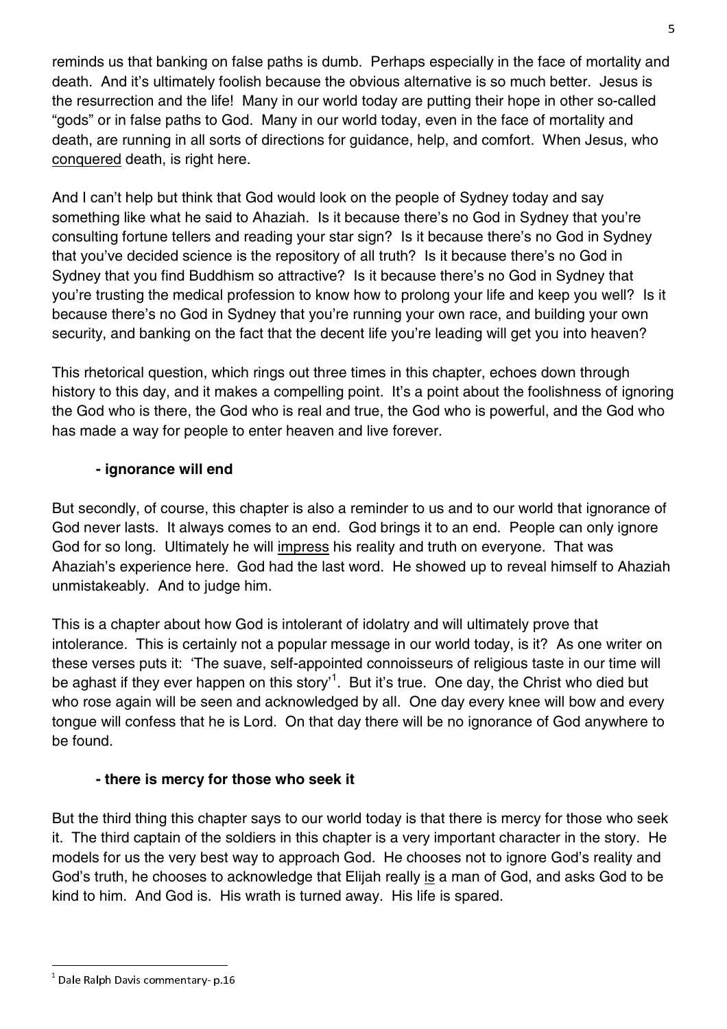reminds us that banking on false paths is dumb. Perhaps especially in the face of mortality and death. And it's ultimately foolish because the obvious alternative is so much better. Jesus is the resurrection and the life! Many in our world today are putting their hope in other so-called "gods" or in false paths to God. Many in our world today, even in the face of mortality and death, are running in all sorts of directions for guidance, help, and comfort. When Jesus, who <u>conquered</u> death, is right here.

And I can't help but think that God would look on the people of Sydney today and say something like what he said to Ahaziah. Is it because there's no God in Sydney that you're consulting fortune tellers and reading your star sign? Is it because there's no God in Sydney that you've decided science is the repository of all truth? Is it because there's no God in Sydney that you find Buddhism so attractive? Is it because there's no God in Sydney that you're trusting the medical profession to know how to prolong your life and keep you well? Is it because there's no God in Sydney that you're running your own race, and building your own security, and banking on the fact that the decent life you're leading will get you into heaven?

This rhetorical question, which rings out three times in this chapter, echoes down through history to this day, and it makes a compelling point. It's a point about the foolishness of ignoring the God who is there, the God who is real and true, the God who is powerful, and the God who has made a way for people to enter heaven and live forever.

**- ignorance will end**

But secondly, of course, this chapter is also a reminder to us and to our world that ignorance of God never lasts. It always comes to an end. God brings it to an end. People can only ignore God for so long. Ultimately he will <u>impress</u> his reality and truth on everyone. That was Ahaziah's experience here. God had the last word. He showed up to reveal himself to Ahaziah unmistakeably. And to judge him.

This is a chapter about how God is intolerant of idolatry and will ultimately prove that intolerance. This is certainly not a popular message in our world today, is it? As one writer on these verses puts it: 'The suave, self-appointed connoisseurs of religious taste in our time will be aghast if they ever happen on this story'[1]. But it's true. One day, the Christ who died but who rose again will be seen and acknowledged by all. One day every knee will bow and every tongue will confess that he is Lord. On that day there will be no ignorance of God anywhere to be found.

**- there is mercy for those who seek it**

But the third thing this chapter says to our world today is that there is mercy for those who seek it. The third captain of the soldiers in this chapter is a very important character in the story. He models for us the very best way to approach God. He chooses not to ignore God's reality and God's truth, he chooses to acknowledge that Elijah really <u>is</u> a man of God, and asks God to be kind to him. And God is. His wrath is turned away. His life is spared.

---

[1] Dale Ralph Davis commentary- p.16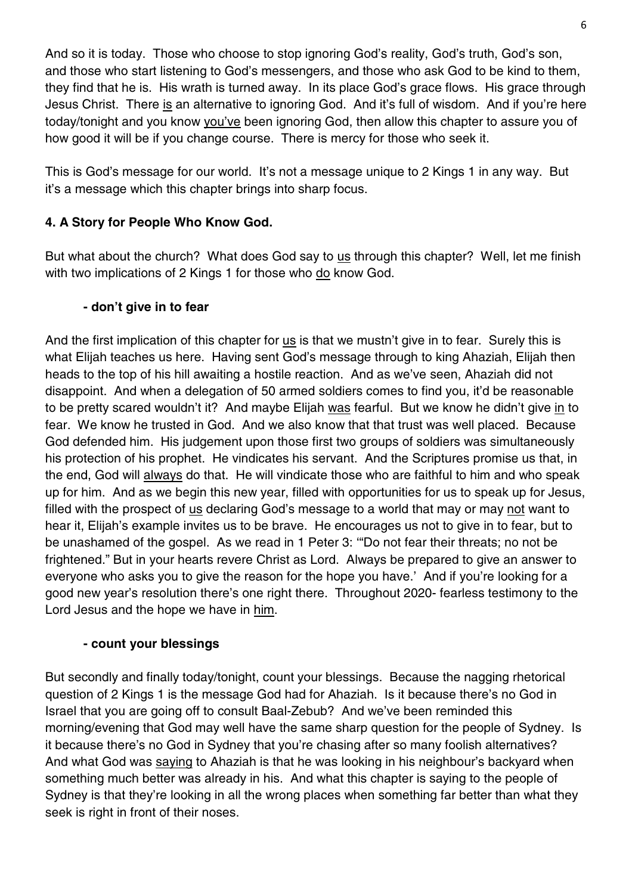And so it is today. Those who choose to stop ignoring God's reality, God's truth, God's son, and those who start listening to God's messengers, and those who ask God to be kind to them, they find that he is. His wrath is turned away. In its place God's grace flows. His grace through Jesus Christ. There is an alternative to ignoring God. And it's full of wisdom. And if you're here today/tonight and you know you've been ignoring God, then allow this chapter to assure you of how good it will be if you change course. There is mercy for those who seek it.

This is God's message for our world. It's not a message unique to 2 Kings 1 in any way. But it's a message which this chapter brings into sharp focus.

**4. A Story for People Who Know God.**

But what about the church? What does God say to us through this chapter? Well, let me finish with two implications of 2 Kings 1 for those who do know God.

**- don't give in to fear**

And the first implication of this chapter for us is that we mustn't give in to fear. Surely this is what Elijah teaches us here. Having sent God's message through to king Ahaziah, Elijah then heads to the top of his hill awaiting a hostile reaction. And as we've seen, Ahaziah did not disappoint. And when a delegation of 50 armed soldiers comes to find you, it'd be reasonable to be pretty scared wouldn't it? And maybe Elijah was fearful. But we know he didn't give in to fear. We know he trusted in God. And we also know that that trust was well placed. Because God defended him. His judgement upon those first two groups of soldiers was simultaneously his protection of his prophet. He vindicates his servant. And the Scriptures promise us that, in the end, God will always do that. He will vindicate those who are faithful to him and who speak up for him. And as we begin this new year, filled with opportunities for us to speak up for Jesus, filled with the prospect of us declaring God's message to a world that may or may not want to hear it, Elijah's example invites us to be brave. He encourages us not to give in to fear, but to be unashamed of the gospel. As we read in 1 Peter 3: '"Do not fear their threats; no not be frightened." But in your hearts revere Christ as Lord. Always be prepared to give an answer to everyone who asks you to give the reason for the hope you have.' And if you're looking for a good new year's resolution there's one right there. Throughout 2020- fearless testimony to the Lord Jesus and the hope we have in him.

**- count your blessings**

But secondly and finally today/tonight, count your blessings. Because the nagging rhetorical question of 2 Kings 1 is the message God had for Ahaziah. Is it because there's no God in Israel that you are going off to consult Baal-Zebub? And we've been reminded this morning/evening that God may well have the same sharp question for the people of Sydney. Is it because there's no God in Sydney that you're chasing after so many foolish alternatives? And what God was saying to Ahaziah is that he was looking in his neighbour's backyard when something much better was already in his. And what this chapter is saying to the people of Sydney is that they're looking in all the wrong places when something far better than what they seek is right in front of their noses.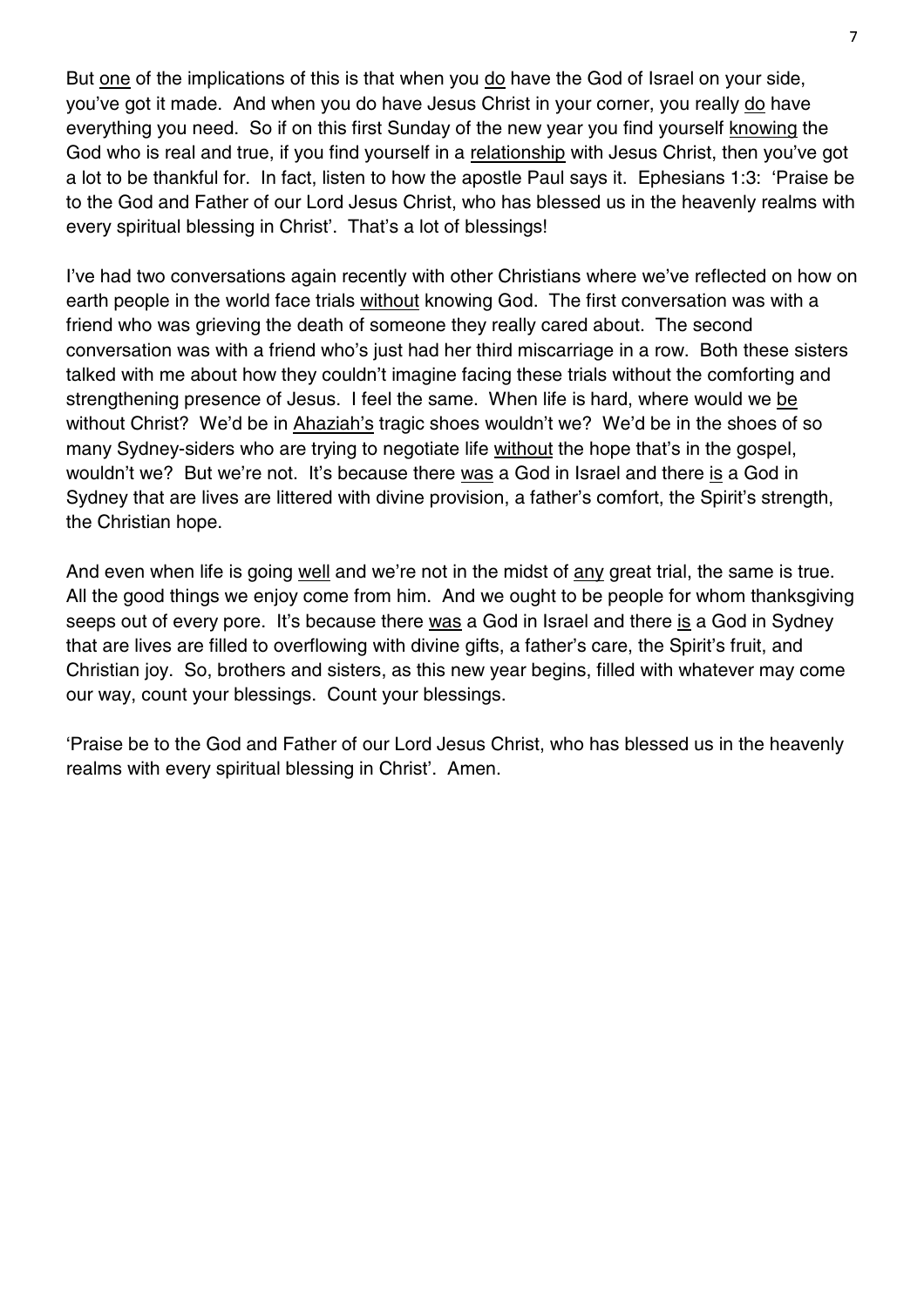But <u>one</u> of the implications of this is that when you <u>do</u> have the God of Israel on your side, you've got it made. And when you do have Jesus Christ in your corner, you really <u>do</u> have everything you need. So if on this first Sunday of the new year you find yourself <u>knowing</u> the God who is real and true, if you find yourself in a <u>relationship</u> with Jesus Christ, then you've got a lot to be thankful for. In fact, listen to how the apostle Paul says it. Ephesians 1:3: 'Praise be to the God and Father of our Lord Jesus Christ, who has blessed us in the heavenly realms with every spiritual blessing in Christ'. That's a lot of blessings!

I've had two conversations again recently with other Christians where we've reflected on how on earth people in the world face trials <u>without</u> knowing God. The first conversation was with a friend who was grieving the death of someone they really cared about. The second conversation was with a friend who's just had her third miscarriage in a row. Both these sisters talked with me about how they couldn't imagine facing these trials without the comforting and strengthening presence of Jesus. I feel the same. When life is hard, where would we <u>be</u> without Christ? We'd be in <u>Ahaziah's</u> tragic shoes wouldn't we? We'd be in the shoes of so many Sydney-siders who are trying to negotiate life <u>without</u> the hope that's in the gospel, wouldn't we? But we're not. It's because there <u>was</u> a God in Israel and there <u>is</u> a God in Sydney that are lives are littered with divine provision, a father's comfort, the Spirit's strength, the Christian hope.

And even when life is going <u>well</u> and we're not in the midst of <u>any</u> great trial, the same is true. All the good things we enjoy come from him. And we ought to be people for whom thanksgiving seeps out of every pore. It's because there <u>was</u> a God in Israel and there <u>is</u> a God in Sydney that are lives are filled to overflowing with divine gifts, a father's care, the Spirit's fruit, and Christian joy. So, brothers and sisters, as this new year begins, filled with whatever may come our way, count your blessings. Count your blessings.

'Praise be to the God and Father of our Lord Jesus Christ, who has blessed us in the heavenly realms with every spiritual blessing in Christ'. Amen.